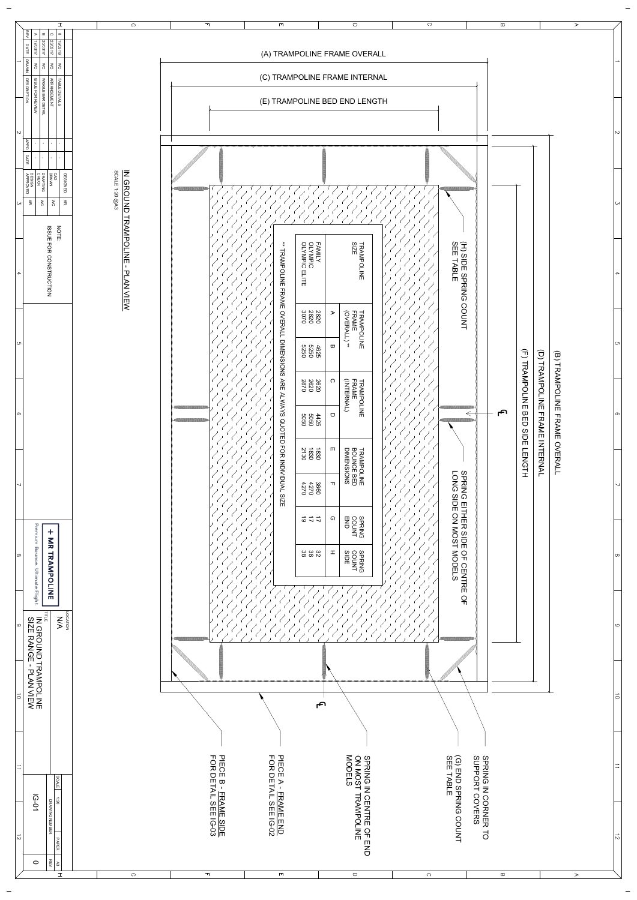# IN GROUND TRAMPOLINE - PLAN VIEW

SCALE 1:20 @A3

(A) TRAMPOLINE FRAME OVERALL

(C) TRAMPOLINE FRAME INTERNAL

(E) TRAMPOLINE BED END LENGTH

(B) TRAMPOLINE FRAME OVERALL

(D) TRAMPOLINE FRAME INTERNAL

(F) TRAMPOLINE BED SIDE LENGTH

(H) SIDE SPRING COUNT SEE TABLE

SPRING EITHER SIDE OF CENTRE OF LONG SIDE ON MOST MODELS

SPRING IN CORNER TO SUPPORT COVERS

(G) END SPRING COUNT SEE TABLE

SPRING IN CENTRE OF END ON MOST TRAMPOLINE MODELS

PIECE A - FRAME END FOR DETAIL SEE IG-02

PIECE B - FRAME SIDE FOR DETAIL SEE IG-03

CL

| TRAMPOLINE SIZE | TRAMPOLINE FRAME (OVERALL) ** | | TRAMPOLINE FRAME (INTERNAL) | | TRAMPOLINE BOUNCE BED DIMENSIONS | | SPRING COUNT END | SPRING COUNT SIDE |
|---|---|---|---|---|---|---|---|---|
| | A | B | C | D | E | F | G | H |
| FAMILY | 2820 | 4625 | 2620 | 4425 | 1830 | 3660 | 17 | 32 |
| OLYMPIC | 2820 | 5250 | 2620 | 5050 | 1830 | 4270 | 17 | 38 |
| OLYMPIC ELITE | 3070 | 5250 | 2870 | 5050 | 2130 | 4270 | 19 | 38 |

** TRAMPOLINE FRAME OVERALL DIMENSIONS ARE ALWAYS QUOTED FOR INDIVIDUAL SIZE

| REV | DATE | DRAWN | DESCRIPTION | APP'D | DATE |
|---|---|---|---|---|---|
| 0 | 19/03/18 | WC | TABLE DETAILS | - | - |
| C | 23/03/17 | WC | ARRANGEMENT | - | - |
| B | 20/03/17 | WC | WIGGLE BAR DETAIL | - | - |
| A | 17/03/17 | WC | ISSUE FOR REVIEW | - | - |

DESIGNED: AR
CAD DRAWN: WC
DRAFTING CHECK: WC
DESIGN APPROVED: AR

NOTE: ISSUE FOR CONSTRUCTION

**+ MR TRAMPOLINE**
Premium Bounce. Ultimate Flight.

LOCATION: N/A

TITLE: IN GROUND TRAMPOLINE SIZE RANGE - PLAN VIEW

SCALE: 1:30 | PAPER: A3

DRAWING NUMBER: IG-01 | REV: 0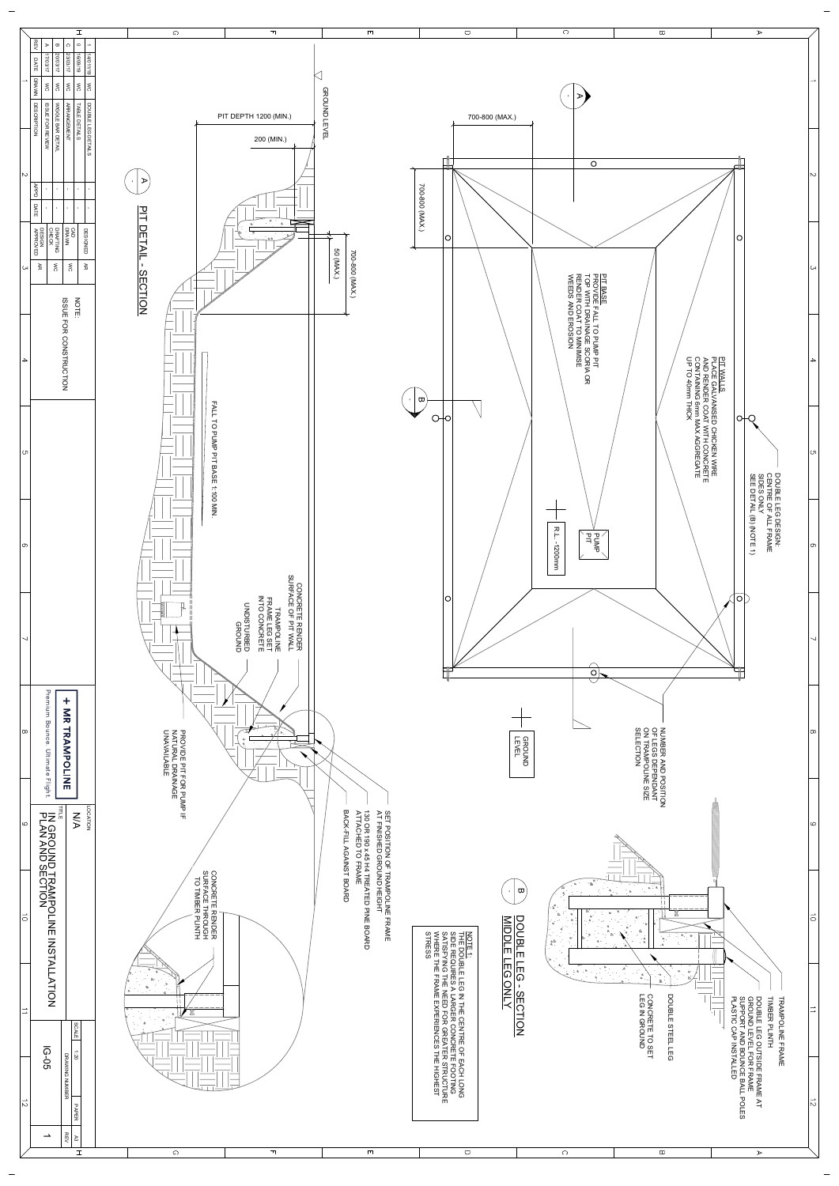# IN GROUND TRAMPOLINE INSTALLATION PLAN AND SECTION

## PLAN

700-800 (MAX.)

700-800 (MAX.)

PIT WALLS
PLACE GALVANISED CHICKEN WIRE AND RENDER COAT WITH CONCRETE CONTAINING 6mm MAX AGGREGATE UP TO 40mm THICK

PIT BASE
PROVIDE FALL TO PUMP PIT TOP WITH DRAINAGE SCORIA OR RENDER COAT TO MINIMISE WEEDS AND EROSION

PUMP PIT

R.L. -1200mm

GROUND LEVEL

DOUBLE LEG DESIGN: CENTRE OF ALL FRAME SIDES ONLY SEE DETAIL (B) (NOTE 1)

NUMBER AND POSITION OF LEGS DEPENDANT ON TRAMPOLINE SIZE SELECTION

## PIT DETAIL - SECTION (A)

GROUND LEVEL

PIT DEPTH 1200 (MIN.)

200 (MIN.)

700-800 (MAX.)

50 (MAX.)

FALL TO PUMP PIT BASE 1:100 MIN.

CONCRETE RENDER SURFACE OF PIT WALL

TRAMPOLINE FRAME LEG SET INTO CONCRETE

UNDISTURBED GROUND

PROVIDE PIT FOR PUMP IF NATURAL DRAINAGE UNAVAILABLE

SET POSITION OF TRAMPOLINE FRAME AT FINISHED GROUND HEIGHT

130 OR 190 x 45 H4 TREATED PINE BOARD ATTACHED TO FRAME

BACK-FILL AGAINST BOARD

CONCRETE RENDER SURFACE THROUGH TO TIMBER PLINTH

## DOUBLE LEG - SECTION (B) MIDDLE LEG ONLY

TRAMPOLINE FRAME

TIMBER PLINTH

DOUBLE LEG OUTSIDE FRAME AT GROUND LEVEL FOR FRAME SUPPORT AND BOUNCE BALL POLES PLASTIC CAP INSTALLED

DOUBLE STEEL LEG

CONCRETE TO SET LEG IN GROUND

NOTE 1:
THE DOUBLE LEG IN THE CENTRE OF EACH LONG SIDE REQUIRES A LARGER CONCRETE FOOTING SATISFYING THE NEED FOR GREATER STRUCTURE WHERE THE FRAME EXPERIENCES THE HIGHEST STRESS

NOTE:
ISSUE FOR CONSTRUCTION

| REV | DATE | DRAWN | DESCRIPTION | APP'D | DATE |
|---|---|---|---|---|---|
| 1 | 14/01/19 | WC | DOUBLE LEG DETAILS | - | - |
| 0 | 16/05/18 | WC | TABLE DETAILS | - | - |
| C | 23/03/17 | WC | ARRANGEMENT | - | - |
| B | 20/03/17 | WC | WIGGLE BAR DETAIL | - | - |
| A | 17/03/17 | WC | ISSUE FOR REVIEW | - | - |

| | |
|---|---|
| DESIGNED | AR |
| CAD DRAWN | WC |
| DRAFTING CHECK | WC |
| DESIGN APPROVED | AR |

+ MR TRAMPOLINE
Premium Bounce. Ultimate Flight.

LOCATION: N/A

TITLE: IN GROUND TRAMPOLINE INSTALLATION PLAN AND SECTION

SCALE: 1:30

PAPER: A3

DRAWING NUMBER: IG-05

REV: 1